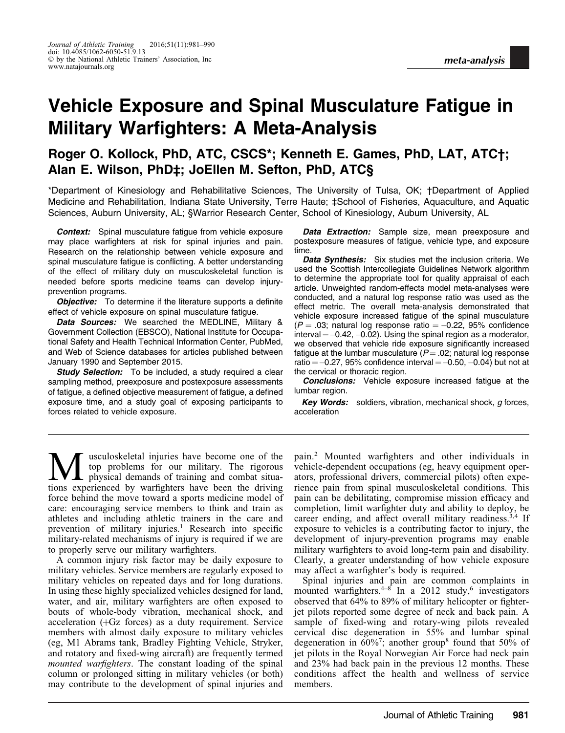meta-analysis

# Vehicle Exposure and Spinal Musculature Fatigue in Military Warfighters: A Meta-Analysis

**Roger O. Kollock, PhD, ATC, CSCS\*; Kenneth E. Games, PhD, LAT, ATC†; Alan E. Wilson, PhD‡; JoEllen M. Sefton, PhD, ATC§**

\*Department of Kinesiology and Rehabilitative Sciences, The University of Tulsa, OK; †Department of Applied Medicine and Rehabilitation, Indiana State University, Terre Haute; ‡School of Fisheries, Aquaculture, and Aquatic Sciences, Auburn University, AL; §Warrior Research Center, School of Kinesiology, Auburn University, AL

***Context:*** Spinal musculature fatigue from vehicle exposure may place warfighters at risk for spinal injuries and pain. Research on the relationship between vehicle exposure and spinal musculature fatigue is conflicting. A better understanding of the effect of military duty on musculoskeletal function is needed before sports medicine teams can develop injury-prevention programs.

***Objective:*** To determine if the literature supports a definite effect of vehicle exposure on spinal musculature fatigue.

***Data Sources:*** We searched the MEDLINE, Military & Government Collection (EBSCO), National Institute for Occupational Safety and Health Technical Information Center, PubMed, and Web of Science databases for articles published between January 1990 and September 2015.

***Study Selection:*** To be included, a study required a clear sampling method, preexposure and postexposure assessments of fatigue, a defined objective measurement of fatigue, a defined exposure time, and a study goal of exposing participants to forces related to vehicle exposure.

***Data Extraction:*** Sample size, mean preexposure and postexposure measures of fatigue, vehicle type, and exposure time.

***Data Synthesis:*** Six studies met the inclusion criteria. We used the Scottish Intercollegiate Guidelines Network algorithm to determine the appropriate tool for quality appraisal of each article. Unweighted random-effects model meta-analyses were conducted, and a natural log response ratio was used as the effect metric. The overall meta-analysis demonstrated that vehicle exposure increased fatigue of the spinal musculature ($P = .03$; natural log response ratio $= -0.22$, 95% confidence interval $= -0.42, -0.02$). Using the spinal region as a moderator, we observed that vehicle ride exposure significantly increased fatigue at the lumbar musculature ($P = .02$; natural log response ratio $= -0.27$, 95% confidence interval $= -0.50, -0.04$) but not at the cervical or thoracic region.

***Conclusions:*** Vehicle exposure increased fatigue at the lumbar region.

***Key Words:*** soldiers, vibration, mechanical shock, *g* forces, acceleration

Musculoskeletal injuries have become one of the top problems for our military. The rigorous physical demands of training and combat situations experienced by warfighters have been the driving force behind the move toward a sports medicine model of care: encouraging service members to think and train as athletes and including athletic trainers in the care and prevention of military injuries.[1] Research into specific military-related mechanisms of injury is required if we are to properly serve our military warfighters.

A common injury risk factor may be daily exposure to military vehicles. Service members are regularly exposed to military vehicles on repeated days and for long durations. In using these highly specialized vehicles designed for land, water, and air, military warfighters are often exposed to bouts of whole-body vibration, mechanical shock, and acceleration (+Gz forces) as a duty requirement. Service members with almost daily exposure to military vehicles (eg, M1 Abrams tank, Bradley Fighting Vehicle, Stryker, and rotatory and fixed-wing aircraft) are frequently termed *mounted warfighters*. The constant loading of the spinal column or prolonged sitting in military vehicles (or both) may contribute to the development of spinal injuries and pain.[2] Mounted warfighters and other individuals in vehicle-dependent occupations (eg, heavy equipment operators, professional drivers, commercial pilots) often experience pain from spinal musculoskeletal conditions. This pain can be debilitating, compromise mission efficacy and completion, limit warfighter duty and ability to deploy, be career ending, and affect overall military readiness.[3,4] If exposure to vehicles is a contributing factor to injury, the development of injury-prevention programs may enable military warfighters to avoid long-term pain and disability. Clearly, a greater understanding of how vehicle exposure may affect a warfighter's body is required.

Spinal injuries and pain are common complaints in mounted warfighters.[4–8] In a 2012 study,[6] investigators observed that 64% to 89% of military helicopter or fighter-jet pilots reported some degree of neck and back pain. A sample of fixed-wing and rotary-wing pilots revealed cervical disc degeneration in 55% and lumbar spinal degeneration in 60%[7]; another group[8] found that 50% of jet pilots in the Royal Norwegian Air Force had neck pain and 23% had back pain in the previous 12 months. These conditions affect the health and wellness of service members.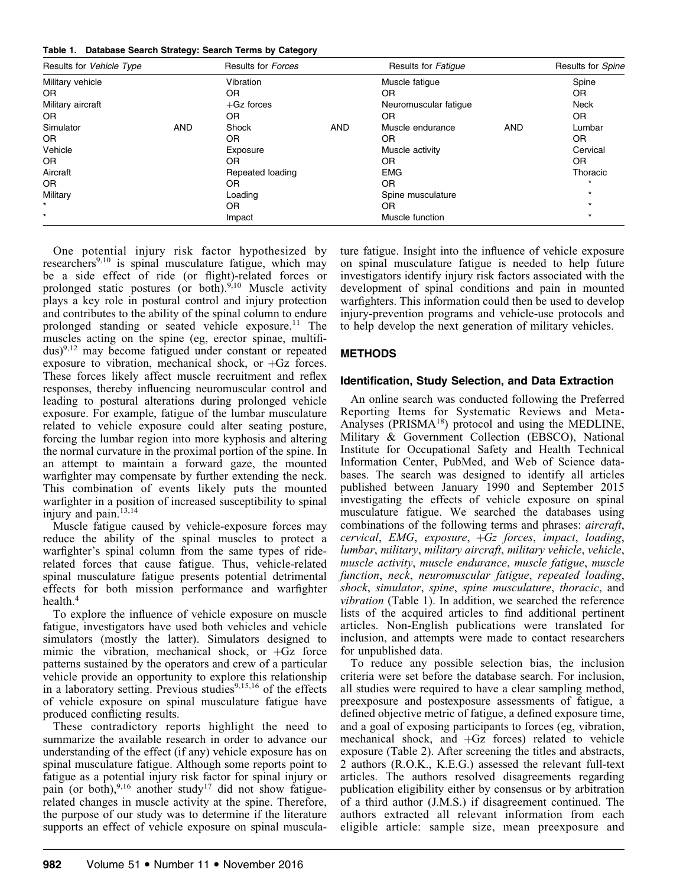**Table 1. Database Search Strategy: Search Terms by Category**

| Results for *Vehicle Type* | | Results for *Forces* | | Results for *Fatigue* | | Results for *Spine* |
|---|---|---|---|---|---|---|
| Military vehicle | | Vibration | | Muscle fatigue | | Spine |
| OR | | OR | | OR | | OR |
| Military aircraft | | +Gz forces | | Neuromuscular fatigue | | Neck |
| OR | | OR | | OR | | OR |
| Simulator | AND | Shock | AND | Muscle endurance | AND | Lumbar |
| OR | | OR | | OR | | OR |
| Vehicle | | Exposure | | Muscle activity | | Cervical |
| OR | | OR | | OR | | OR |
| Aircraft | | Repeated loading | | EMG | | Thoracic |
| OR | | OR | | OR | | * |
| Military | | Loading | | Spine musculature | | * |
| * | | OR | | OR | | * |
| * | | Impact | | Muscle function | | * |

One potential injury risk factor hypothesized by researchers[9,10] is spinal musculature fatigue, which may be a side effect of ride (or flight)-related forces or prolonged static postures (or both).[9,10] Muscle activity plays a key role in postural control and injury protection and contributes to the ability of the spinal column to endure prolonged standing or seated vehicle exposure.[11] The muscles acting on the spine (eg, erector spinae, multifidus)[9,12] may become fatigued under constant or repeated exposure to vibration, mechanical shock, or +Gz forces. These forces likely affect muscle recruitment and reflex responses, thereby influencing neuromuscular control and leading to postural alterations during prolonged vehicle exposure. For example, fatigue of the lumbar musculature related to vehicle exposure could alter seating posture, forcing the lumbar region into more kyphosis and altering the normal curvature in the proximal portion of the spine. In an attempt to maintain a forward gaze, the mounted warfighter may compensate by further extending the neck. This combination of events likely puts the mounted warfighter in a position of increased susceptibility to spinal injury and pain.[13,14]

Muscle fatigue caused by vehicle-exposure forces may reduce the ability of the spinal muscles to protect a warfighter's spinal column from the same types of ride-related forces that cause fatigue. Thus, vehicle-related spinal musculature fatigue presents potential detrimental effects for both mission performance and warfighter health.[4]

To explore the influence of vehicle exposure on muscle fatigue, investigators have used both vehicles and vehicle simulators (mostly the latter). Simulators designed to mimic the vibration, mechanical shock, or +Gz force patterns sustained by the operators and crew of a particular vehicle provide an opportunity to explore this relationship in a laboratory setting. Previous studies[9,15,16] of the effects of vehicle exposure on spinal musculature fatigue have produced conflicting results.

These contradictory reports highlight the need to summarize the available research in order to advance our understanding of the effect (if any) vehicle exposure has on spinal musculature fatigue. Although some reports point to fatigue as a potential injury risk factor for spinal injury or pain (or both),[9,16] another study[17] did not show fatigue-related changes in muscle activity at the spine. Therefore, the purpose of our study was to determine if the literature supports an effect of vehicle exposure on spinal musculature fatigue. Insight into the influence of vehicle exposure on spinal musculature fatigue is needed to help future investigators identify injury risk factors associated with the development of spinal conditions and pain in mounted warfighters. This information could then be used to develop injury-prevention programs and vehicle-use protocols and to help develop the next generation of military vehicles.

## METHODS

### Identification, Study Selection, and Data Extraction

An online search was conducted following the Preferred Reporting Items for Systematic Reviews and Meta-Analyses (PRISMA[18]) protocol and using the MEDLINE, Military & Government Collection (EBSCO), National Institute for Occupational Safety and Health Technical Information Center, PubMed, and Web of Science databases. The search was designed to identify all articles published between January 1990 and September 2015 investigating the effects of vehicle exposure on spinal musculature fatigue. We searched the databases using combinations of the following terms and phrases: *aircraft*, *cervical*, *EMG*, *exposure*, *+Gz forces*, *impact*, *loading*, *lumbar*, *military*, *military aircraft*, *military vehicle*, *vehicle*, *muscle activity*, *muscle endurance*, *muscle fatigue*, *muscle function*, *neck*, *neuromuscular fatigue*, *repeated loading*, *shock*, *simulator*, *spine*, *spine musculature*, *thoracic*, and *vibration* (Table 1). In addition, we searched the reference lists of the acquired articles to find additional pertinent articles. Non-English publications were translated for inclusion, and attempts were made to contact researchers for unpublished data.

To reduce any possible selection bias, the inclusion criteria were set before the database search. For inclusion, all studies were required to have a clear sampling method, preexposure and postexposure assessments of fatigue, a defined objective metric of fatigue, a defined exposure time, and a goal of exposing participants to forces (eg, vibration, mechanical shock, and +Gz forces) related to vehicle exposure (Table 2). After screening the titles and abstracts, 2 authors (R.O.K., K.E.G.) assessed the relevant full-text articles. The authors resolved disagreements regarding publication eligibility either by consensus or by arbitration of a third author (J.M.S.) if disagreement continued. The authors extracted all relevant information from each eligible article: sample size, mean preexposure and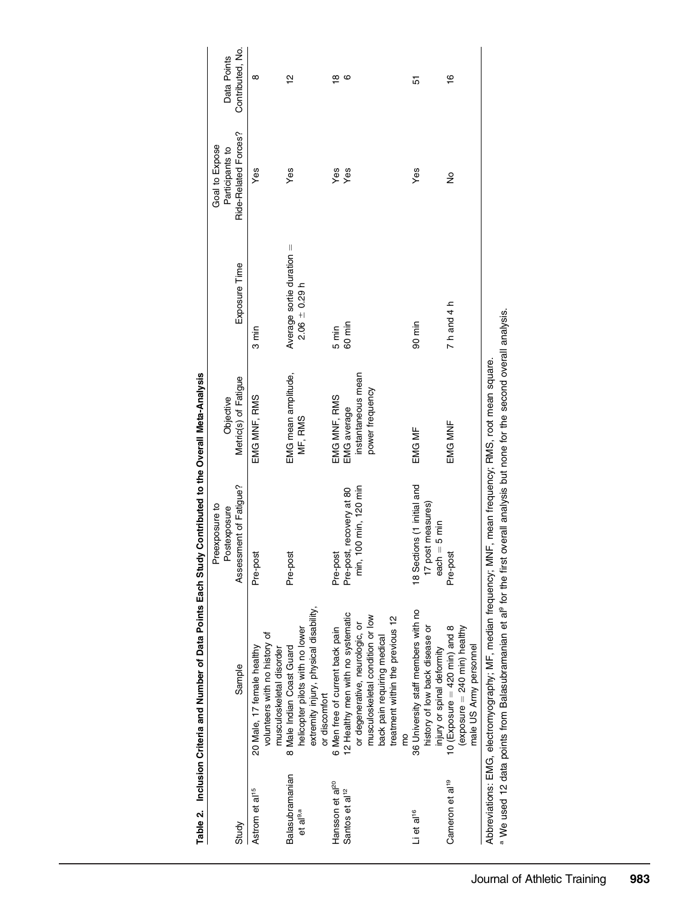**Table 2. Inclusion Criteria and Number of Data Points Each Study Contributed to the Overall Meta-Analysis**

| Study | Sample | Preexposure to Postexposure Assessment of Fatigue? | Objective Metric(s) of Fatigue | Exposure Time | Goal to Expose Participants to Ride-Related Forces? | Data Points Contributed, No. |
|---|---|---|---|---|---|---|
| Astrom et al[15] | 20 Male, 17 female healthy volunteers with no history of musculoskeletal disorder | Pre-post | EMG MNF, RMS | 3 min | Yes | 8 |
| Balasubramanian et al[9,a] | 8 Male Indian Coast Guard helicopter pilots with no lower extremity injury, physical disability, or discomfort | Pre-post | EMG mean amplitude, MF, RMS | Average sortie duration = 2.06 ± 0.29 h | Yes | 12 |
| Hansson et al[20] | 6 Men free of current back pain | Pre-post | EMG MNF, RMS | 5 min | Yes | 18 |
| Santos et al[12] | 12 Healthy men with no systematic or degenerative, neurologic, or musculoskeletal condition or low back pain requiring medical treatment within the previous 12 mo | Pre-post, recovery at 80 min, 100 min, 120 min | EMG average instantaneous mean power frequency | 60 min | Yes | 6 |
| Li et al[16] | 36 University staff members with no history of low back disease or injury or spinal deformity | 18 Sections (1 initial and 17 post measures) each = 5 min | EMG MF | 90 min | Yes | 51 |
| Cameron et al[19] | 10 (Exposure = 420 min) and 8 (exposure = 240 min) healthy male US Army personnel | Pre-post | EMG MNF | 7 h and 4 h | No | 16 |

Abbreviations: EMG, electromyography; MF, median frequency; MNF, mean frequency; RMS, root mean square.

[a] We used 12 data points from Balasubramanian et al[9] for the first overall analysis but none for the second overall analysis.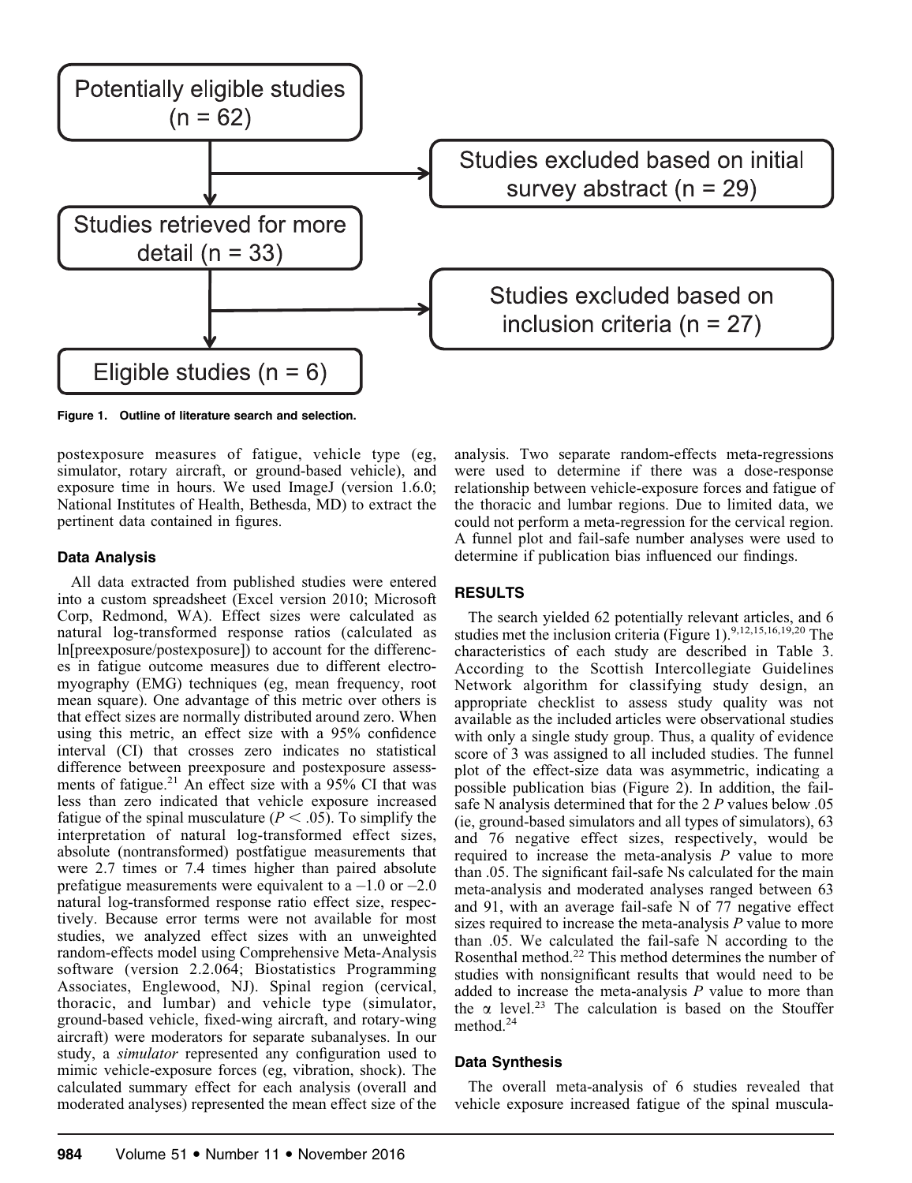Potentially eligible studies (n = 62)

Studies excluded based on initial survey abstract (n = 29)

Studies retrieved for more detail (n = 33)

Studies excluded based on inclusion criteria (n = 27)

Eligible studies (n = 6)

**Figure 1. Outline of literature search and selection.**

postexposure measures of fatigue, vehicle type (eg, simulator, rotary aircraft, or ground-based vehicle), and exposure time in hours. We used ImageJ (version 1.6.0; National Institutes of Health, Bethesda, MD) to extract the pertinent data contained in figures.

### Data Analysis

All data extracted from published studies were entered into a custom spreadsheet (Excel version 2010; Microsoft Corp, Redmond, WA). Effect sizes were calculated as natural log-transformed response ratios (calculated as ln[preexposure/postexposure]) to account for the differences in fatigue outcome measures due to different electromyography (EMG) techniques (eg, mean frequency, root mean square). One advantage of this metric over others is that effect sizes are normally distributed around zero. When using this metric, an effect size with a 95% confidence interval (CI) that crosses zero indicates no statistical difference between preexposure and postexposure assessments of fatigue.[21] An effect size with a 95% CI that was less than zero indicated that vehicle exposure increased fatigue of the spinal musculature ($P < .05$). To simplify the interpretation of natural log-transformed effect sizes, absolute (nontransformed) postfatigue measurements that were 2.7 times or 7.4 times higher than paired absolute prefatigue measurements were equivalent to a –1.0 or –2.0 natural log-transformed response ratio effect size, respectively. Because error terms were not available for most studies, we analyzed effect sizes with an unweighted random-effects model using Comprehensive Meta-Analysis software (version 2.2.064; Biostatistics Programming Associates, Englewood, NJ). Spinal region (cervical, thoracic, and lumbar) and vehicle type (simulator, ground-based vehicle, fixed-wing aircraft, and rotary-wing aircraft) were moderators for separate subanalyses. In our study, a *simulator* represented any configuration used to mimic vehicle-exposure forces (eg, vibration, shock). The calculated summary effect for each analysis (overall and moderated analyses) represented the mean effect size of the analysis. Two separate random-effects meta-regressions were used to determine if there was a dose-response relationship between vehicle-exposure forces and fatigue of the thoracic and lumbar regions. Due to limited data, we could not perform a meta-regression for the cervical region. A funnel plot and fail-safe number analyses were used to determine if publication bias influenced our findings.

## RESULTS

The search yielded 62 potentially relevant articles, and 6 studies met the inclusion criteria (Figure 1).[9,12,15,16,19,20] The characteristics of each study are described in Table 3. According to the Scottish Intercollegiate Guidelines Network algorithm for classifying study design, an appropriate checklist to assess study quality was not available as the included articles were observational studies with only a single study group. Thus, a quality of evidence score of 3 was assigned to all included studies. The funnel plot of the effect-size data was asymmetric, indicating a possible publication bias (Figure 2). In addition, the fail-safe N analysis determined that for the 2 $P$ values below .05 (ie, ground-based simulators and all types of simulators), 63 and 76 negative effect sizes, respectively, would be required to increase the meta-analysis $P$ value to more than .05. The significant fail-safe Ns calculated for the main meta-analysis and moderated analyses ranged between 63 and 91, with an average fail-safe N of 77 negative effect sizes required to increase the meta-analysis $P$ value to more than .05. We calculated the fail-safe N according to the Rosenthal method.[22] This method determines the number of studies with nonsignificant results that would need to be added to increase the meta-analysis $P$ value to more than the $\alpha$ level.[23] The calculation is based on the Stouffer method.[24]

### Data Synthesis

The overall meta-analysis of 6 studies revealed that vehicle exposure increased fatigue of the spinal muscula-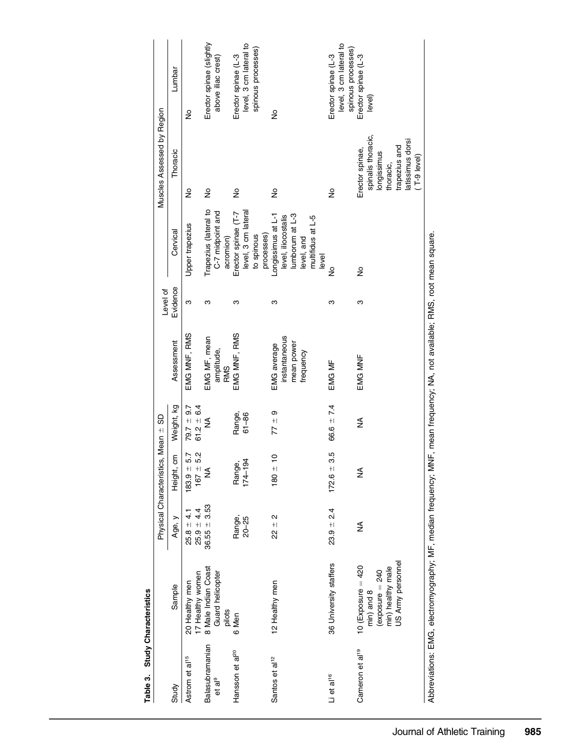**Table 3. Study Characteristics**

| Study | Sample | Physical Characteristics, Mean ± SD | | | Assessment | Level of Evidence | Muscles Assessed by Region | | |
|---|---|---|---|---|---|---|---|---|---|
| | | Age, y | Height, cm | Weight, kg | | | Cervical | Thoracic | Lumbar |
| Astrom et al[15] | 20 Healthy men<br>17 Healthy women | 25.8 ± 4.1<br>25.9 ± 4.4 | 183.9 ± 5.7<br>167 ± 5.2 | 79.7 ± 9.7<br>61.2 ± 6.4 | EMG MNF, RMS | 3 | Upper trapezius | No | No |
| Balasubramanian et al[9] | 8 Male Indian Coast Guard helicopter pilots | 36.55 ± 3.53 | NA | NA | EMG MF, mean amplitude, RMS | 3 | Trapezius (lateral to C-7 midpoint and acromion) | No | Erector spinae (slightly above iliac crest) |
| Hansson et al[20] | 6 Men | Range, 20–25 | Range, 174–194 | Range, 61–86 | EMG MNF, RMS | 3 | Erector spinae (T-7 level, 3 cm lateral to spinous processes) | No | Erector spinae (L-3 level, 3 cm lateral to spinous processes) |
| Santos et al[12] | 12 Healthy men | 22 ± 2 | 180 ± 10 | 77 ± 9 | EMG average instantaneous mean power frequency | 3 | Longissimus at L-1 level, iliocostalis lumborum at L-3 level, and multifidus at L-5 level | No | No |
| Li et al[16] | 36 University staffers | 23.9 ± 2.4 | 172.6 ± 3.5 | 66.6 ± 7.4 | EMG MF | 3 | No | No | Erector spinae (L-3 level, 3 cm lateral to spinous processes) |
| Cameron et al[19] | 10 (Exposure = 420 min) and 8 (exposure = 240 min) healthy male US Army personnel | NA | NA | NA | EMG MNF | 3 | No | Erector spinae, spinalis thoracic, longissimus thoracic, trapezius and latissimus dorsi (T-9 level) | Erector spinae (L-3 level) |

Abbreviations: EMG, electromyography; MF, median frequency; MNF, mean frequency; NA, not available; RMS, root mean square.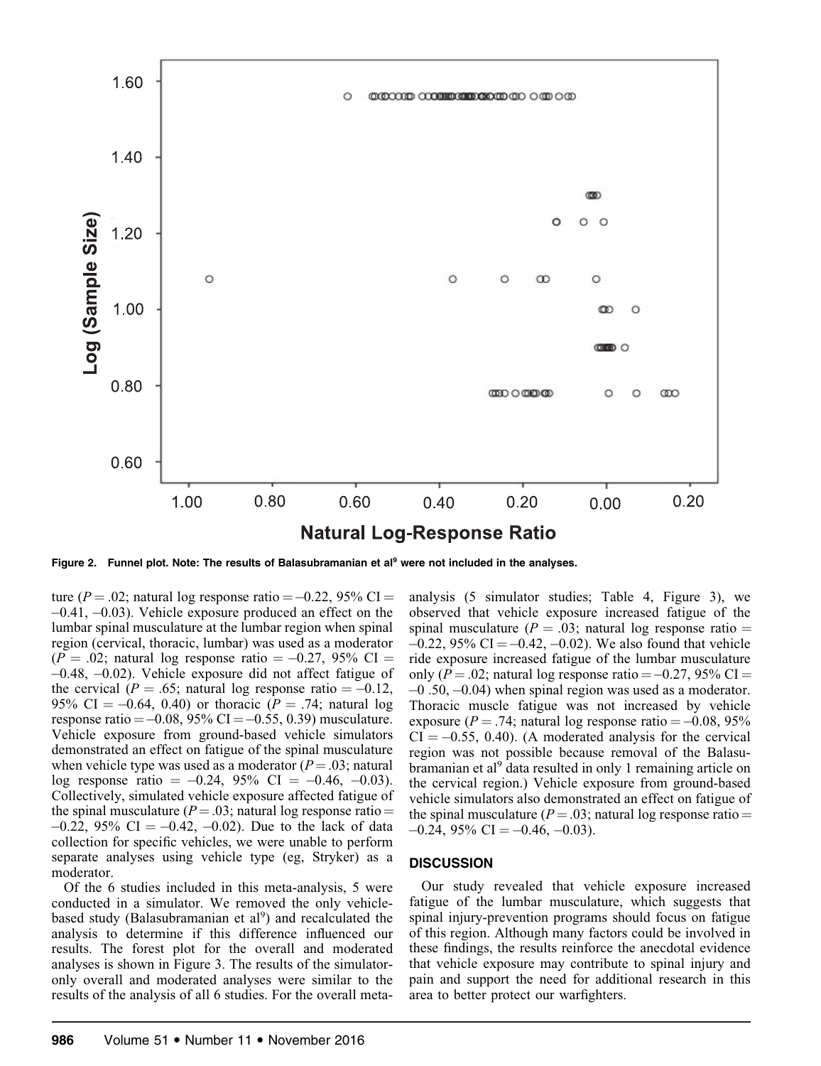Figure 2. Funnel plot. Note: The results of Balasubramanian et al[9] were not included in the analyses.

ture ($P = .02$; natural log response ratio = –0.22, 95% CI = –0.41, –0.03). Vehicle exposure produced an effect on the lumbar spinal musculature at the lumbar region when spinal region (cervical, thoracic, lumbar) was used as a moderator ($P = .02$; natural log response ratio = –0.27, 95% CI = –0.48, –0.02). Vehicle exposure did not affect fatigue of the cervical ($P = .65$; natural log response ratio = –0.12, 95% CI = –0.64, 0.40) or thoracic ($P = .74$; natural log response ratio = –0.08, 95% CI = –0.55, 0.39) musculature. Vehicle exposure from ground-based vehicle simulators demonstrated an effect on fatigue of the spinal musculature when vehicle type was used as a moderator ($P = .03$; natural log response ratio = –0.24, 95% CI = –0.46, –0.03). Collectively, simulated vehicle exposure affected fatigue of the spinal musculature ($P = .03$; natural log response ratio = –0.22, 95% CI = –0.42, –0.02). Due to the lack of data collection for specific vehicles, we were unable to perform separate analyses using vehicle type (eg, Stryker) as a moderator.

Of the 6 studies included in this meta-analysis, 5 were conducted in a simulator. We removed the only vehicle-based study (Balasubramanian et al[9]) and recalculated the analysis to determine if this difference influenced our results. The forest plot for the overall and moderated analyses is shown in Figure 3. The results of the simulator-only overall and moderated analyses were similar to the results of the analysis of all 6 studies. For the overall meta-analysis (5 simulator studies; Table 4, Figure 3), we observed that vehicle exposure increased fatigue of the spinal musculature ($P = .03$; natural log response ratio = –0.22, 95% CI = –0.42, –0.02). We also found that vehicle ride exposure increased fatigue of the lumbar musculature only ($P = .02$; natural log response ratio = –0.27, 95% CI = –0 .50, –0.04) when spinal region was used as a moderator. Thoracic muscle fatigue was not increased by vehicle exposure ($P = .74$; natural log response ratio = –0.08, 95% CI = –0.55, 0.40). (A moderated analysis for the cervical region was not possible because removal of the Balasubramanian et al[9] data resulted in only 1 remaining article on the cervical region.) Vehicle exposure from ground-based vehicle simulators also demonstrated an effect on fatigue of the spinal musculature ($P = .03$; natural log response ratio = –0.24, 95% CI = –0.46, –0.03).

## DISCUSSION

Our study revealed that vehicle exposure increased fatigue of the lumbar musculature, which suggests that spinal injury-prevention programs should focus on fatigue of this region. Although many factors could be involved in these findings, the results reinforce the anecdotal evidence that vehicle exposure may contribute to spinal injury and pain and support the need for additional research in this area to better protect our warfighters.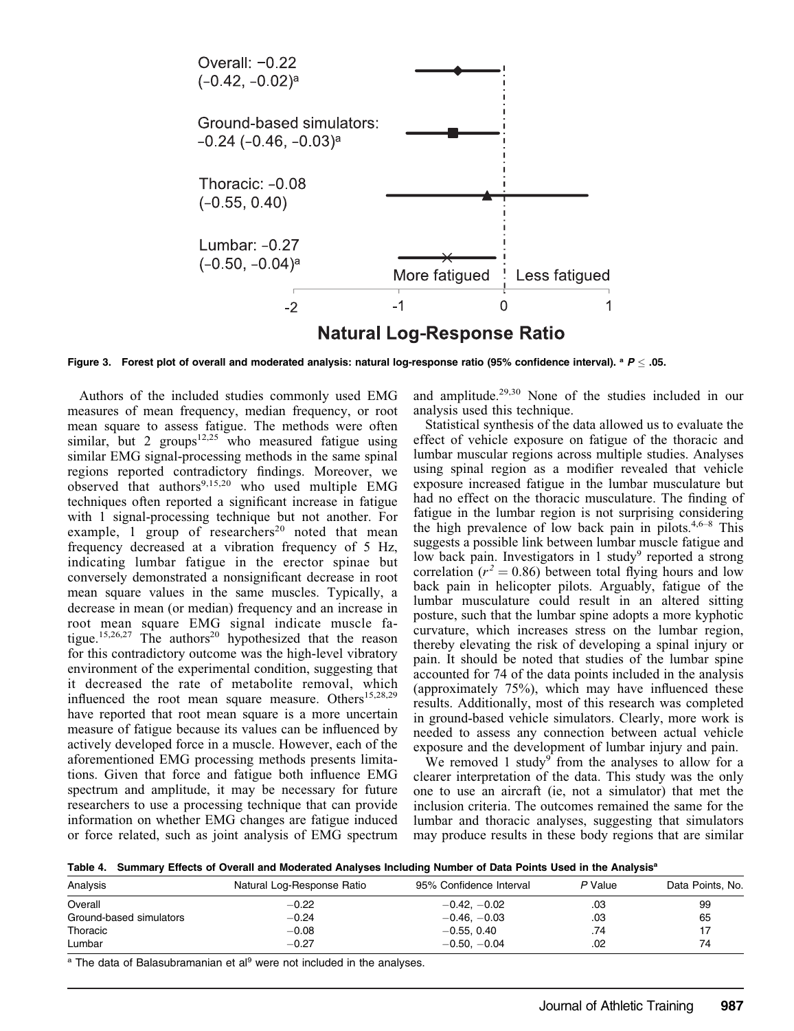Figure 3. Forest plot of overall and moderated analysis: natural log-response ratio (95% confidence interval). [a] $P \leq .05$.

Authors of the included studies commonly used EMG measures of mean frequency, median frequency, or root mean square to assess fatigue. The methods were often similar, but 2 groups[12,25] who measured fatigue using similar EMG signal-processing methods in the same spinal regions reported contradictory findings. Moreover, we observed that authors[9,15,20] who used multiple EMG techniques often reported a significant increase in fatigue with 1 signal-processing technique but not another. For example, 1 group of researchers[20] noted that mean frequency decreased at a vibration frequency of 5 Hz, indicating lumbar fatigue in the erector spinae but conversely demonstrated a nonsignificant decrease in root mean square values in the same muscles. Typically, a decrease in mean (or median) frequency and an increase in root mean square EMG signal indicate muscle fatigue.[15,26,27] The authors[20] hypothesized that the reason for this contradictory outcome was the high-level vibratory environment of the experimental condition, suggesting that it decreased the rate of metabolite removal, which influenced the root mean square measure. Others[15,28,29] have reported that root mean square is a more uncertain measure of fatigue because its values can be influenced by actively developed force in a muscle. However, each of the aforementioned EMG processing methods presents limitations. Given that force and fatigue both influence EMG spectrum and amplitude, it may be necessary for future researchers to use a processing technique that can provide information on whether EMG changes are fatigue induced or force related, such as joint analysis of EMG spectrum and amplitude.[29,30] None of the studies included in our analysis used this technique.

Statistical synthesis of the data allowed us to evaluate the effect of vehicle exposure on fatigue of the thoracic and lumbar muscular regions across multiple studies. Analyses using spinal region as a modifier revealed that vehicle exposure increased fatigue in the lumbar musculature but had no effect on the thoracic musculature. The finding of fatigue in the lumbar region is not surprising considering the high prevalence of low back pain in pilots.[4,6–8] This suggests a possible link between lumbar muscle fatigue and low back pain. Investigators in 1 study[9] reported a strong correlation ($r^2 = 0.86$) between total flying hours and low back pain in helicopter pilots. Arguably, fatigue of the lumbar musculature could result in an altered sitting posture, such that the lumbar spine adopts a more kyphotic curvature, which increases stress on the lumbar region, thereby elevating the risk of developing a spinal injury or pain. It should be noted that studies of the lumbar spine accounted for 74 of the data points included in the analysis (approximately 75%), which may have influenced these results. Additionally, most of this research was completed in ground-based vehicle simulators. Clearly, more work is needed to assess any connection between actual vehicle exposure and the development of lumbar injury and pain.

We removed 1 study[9] from the analyses to allow for a clearer interpretation of the data. This study was the only one to use an aircraft (ie, not a simulator) that met the inclusion criteria. The outcomes remained the same for the lumbar and thoracic analyses, suggesting that simulators may produce results in these body regions that are similar

Table 4. Summary Effects of Overall and Moderated Analyses Including Number of Data Points Used in the Analysis[a]

| Analysis | Natural Log-Response Ratio | 95% Confidence Interval | P Value | Data Points, No. |
|---|---|---|---|---|
| Overall | −0.22 | −0.42, −0.02 | .03 | 99 |
| Ground-based simulators | −0.24 | −0.46, −0.03 | .03 | 65 |
| Thoracic | −0.08 | −0.55, 0.40 | .74 | 17 |
| Lumbar | −0.27 | −0.50, −0.04 | .02 | 74 |

[a] The data of Balasubramanian et al[9] were not included in the analyses.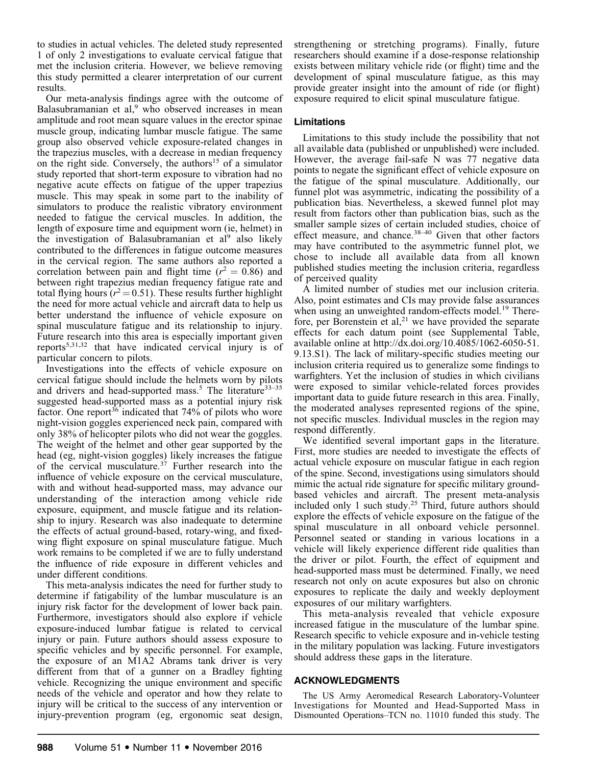to studies in actual vehicles. The deleted study represented 1 of only 2 investigations to evaluate cervical fatigue that met the inclusion criteria. However, we believe removing this study permitted a clearer interpretation of our current results.

Our meta-analysis findings agree with the outcome of Balasubramanian et al,[9] who observed increases in mean amplitude and root mean square values in the erector spinae muscle group, indicating lumbar muscle fatigue. The same group also observed vehicle exposure-related changes in the trapezius muscles, with a decrease in median frequency on the right side. Conversely, the authors[15] of a simulator study reported that short-term exposure to vibration had no negative acute effects on fatigue of the upper trapezius muscle. This may speak in some part to the inability of simulators to produce the realistic vibratory environment needed to fatigue the cervical muscles. In addition, the length of exposure time and equipment worn (ie, helmet) in the investigation of Balasubramanian et al[9] also likely contributed to the differences in fatigue outcome measures in the cervical region. The same authors also reported a correlation between pain and flight time ($r^2 = 0.86$) and between right trapezius median frequency fatigue rate and total flying hours ($r^2 = 0.51$). These results further highlight the need for more actual vehicle and aircraft data to help us better understand the influence of vehicle exposure on spinal musculature fatigue and its relationship to injury. Future research into this area is especially important given reports[5,31,32] that have indicated cervical injury is of particular concern to pilots.

Investigations into the effects of vehicle exposure on cervical fatigue should include the helmets worn by pilots and drivers and head-supported mass.[5] The literature[33–35] suggested head-supported mass as a potential injury risk factor. One report[36] indicated that 74% of pilots who wore night-vision goggles experienced neck pain, compared with only 38% of helicopter pilots who did not wear the goggles. The weight of the helmet and other gear supported by the head (eg, night-vision goggles) likely increases the fatigue of the cervical musculature.[37] Further research into the influence of vehicle exposure on the cervical musculature, with and without head-supported mass, may advance our understanding of the interaction among vehicle ride exposure, equipment, and muscle fatigue and its relationship to injury. Research was also inadequate to determine the effects of actual ground-based, rotary-wing, and fixed-wing flight exposure on spinal musculature fatigue. Much work remains to be completed if we are to fully understand the influence of ride exposure in different vehicles and under different conditions.

This meta-analysis indicates the need for further study to determine if fatigability of the lumbar musculature is an injury risk factor for the development of lower back pain. Furthermore, investigators should also explore if vehicle exposure-induced lumbar fatigue is related to cervical injury or pain. Future authors should assess exposure to specific vehicles and by specific personnel. For example, the exposure of an M1A2 Abrams tank driver is very different from that of a gunner on a Bradley fighting vehicle. Recognizing the unique environment and specific needs of the vehicle and operator and how they relate to injury will be critical to the success of any intervention or injury-prevention program (eg, ergonomic seat design, strengthening or stretching programs). Finally, future researchers should examine if a dose-response relationship exists between military vehicle ride (or flight) time and the development of spinal musculature fatigue, as this may provide greater insight into the amount of ride (or flight) exposure required to elicit spinal musculature fatigue.

### Limitations

Limitations to this study include the possibility that not all available data (published or unpublished) were included. However, the average fail-safe N was 77 negative data points to negate the significant effect of vehicle exposure on the fatigue of the spinal musculature. Additionally, our funnel plot was asymmetric, indicating the possibility of a publication bias. Nevertheless, a skewed funnel plot may result from factors other than publication bias, such as the smaller sample sizes of certain included studies, choice of effect measure, and chance.[38–40] Given that other factors may have contributed to the asymmetric funnel plot, we chose to include all available data from all known published studies meeting the inclusion criteria, regardless of perceived quality

A limited number of studies met our inclusion criteria. Also, point estimates and CIs may provide false assurances when using an unweighted random-effects model.[19] Therefore, per Borenstein et al,[21] we have provided the separate effects for each datum point (see Supplemental Table, available online at http://dx.doi.org/10.4085/1062-6050-51.9.13.S1). The lack of military-specific studies meeting our inclusion criteria required us to generalize some findings to warfighters. Yet the inclusion of studies in which civilians were exposed to similar vehicle-related forces provides important data to guide future research in this area. Finally, the moderated analyses represented regions of the spine, not specific muscles. Individual muscles in the region may respond differently.

We identified several important gaps in the literature. First, more studies are needed to investigate the effects of actual vehicle exposure on muscular fatigue in each region of the spine. Second, investigations using simulators should mimic the actual ride signature for specific military ground-based vehicles and aircraft. The present meta-analysis included only 1 such study.[25] Third, future authors should explore the effects of vehicle exposure on the fatigue of the spinal musculature in all onboard vehicle personnel. Personnel seated or standing in various locations in a vehicle will likely experience different ride qualities than the driver or pilot. Fourth, the effect of equipment and head-supported mass must be determined. Finally, we need research not only on acute exposures but also on chronic exposures to replicate the daily and weekly deployment exposures of our military warfighters.

This meta-analysis revealed that vehicle exposure increased fatigue in the musculature of the lumbar spine. Research specific to vehicle exposure and in-vehicle testing in the military population was lacking. Future investigators should address these gaps in the literature.

## ACKNOWLEDGMENTS

The US Army Aeromedical Research Laboratory-Volunteer Investigations for Mounted and Head-Supported Mass in Dismounted Operations–TCN no. 11010 funded this study. The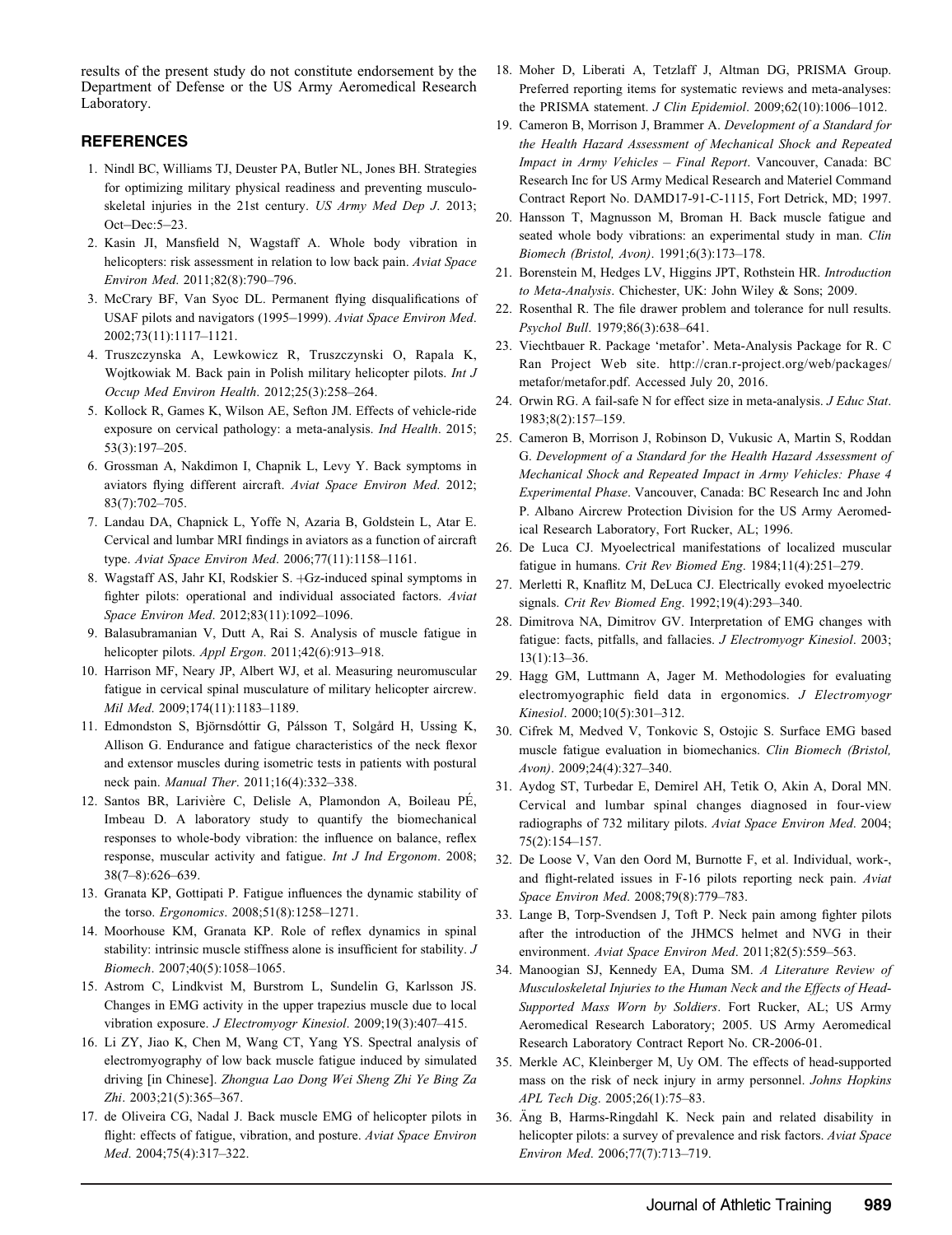results of the present study do not constitute endorsement by the Department of Defense or the US Army Aeromedical Research Laboratory.

## REFERENCES

1. Nindl BC, Williams TJ, Deuster PA, Butler NL, Jones BH. Strategies for optimizing military physical readiness and preventing musculoskeletal injuries in the 21st century. *US Army Med Dep J*. 2013; Oct–Dec:5–23.
2. Kasin JI, Mansfield N, Wagstaff A. Whole body vibration in helicopters: risk assessment in relation to low back pain. *Aviat Space Environ Med*. 2011;82(8):790–796.
3. McCrary BF, Van Syoc DL. Permanent flying disqualifications of USAF pilots and navigators (1995–1999). *Aviat Space Environ Med*. 2002;73(11):1117–1121.
4. Truszczynska A, Lewkowicz R, Truszczynski O, Rapala K, Wojtkowiak M. Back pain in Polish military helicopter pilots. *Int J Occup Med Environ Health*. 2012;25(3):258–264.
5. Kollock R, Games K, Wilson AE, Sefton JM. Effects of vehicle-ride exposure on cervical pathology: a meta-analysis. *Ind Health*. 2015; 53(3):197–205.
6. Grossman A, Nakdimon I, Chapnik L, Levy Y. Back symptoms in aviators flying different aircraft. *Aviat Space Environ Med*. 2012; 83(7):702–705.
7. Landau DA, Chapnick L, Yoffe N, Azaria B, Goldstein L, Atar E. Cervical and lumbar MRI findings in aviators as a function of aircraft type. *Aviat Space Environ Med*. 2006;77(11):1158–1161.
8. Wagstaff AS, Jahr KI, Rodskier S. +Gz-induced spinal symptoms in fighter pilots: operational and individual associated factors. *Aviat Space Environ Med*. 2012;83(11):1092–1096.
9. Balasubramanian V, Dutt A, Rai S. Analysis of muscle fatigue in helicopter pilots. *Appl Ergon*. 2011;42(6):913–918.
10. Harrison MF, Neary JP, Albert WJ, et al. Measuring neuromuscular fatigue in cervical spinal musculature of military helicopter aircrew. *Mil Med*. 2009;174(11):1183–1189.
11. Edmondston S, Björnsdóttir G, Pálsson T, Solgård H, Ussing K, Allison G. Endurance and fatigue characteristics of the neck flexor and extensor muscles during isometric tests in patients with postural neck pain. *Manual Ther*. 2011;16(4):332–338.
12. Santos BR, Larivière C, Delisle A, Plamondon A, Boileau PÉ, Imbeau D. A laboratory study to quantify the biomechanical responses to whole-body vibration: the influence on balance, reflex response, muscular activity and fatigue. *Int J Ind Ergonom*. 2008; 38(7–8):626–639.
13. Granata KP, Gottipati P. Fatigue influences the dynamic stability of the torso. *Ergonomics*. 2008;51(8):1258–1271.
14. Moorhouse KM, Granata KP. Role of reflex dynamics in spinal stability: intrinsic muscle stiffness alone is insufficient for stability. *J Biomech*. 2007;40(5):1058–1065.
15. Astrom C, Lindkvist M, Burstrom L, Sundelin G, Karlsson JS. Changes in EMG activity in the upper trapezius muscle due to local vibration exposure. *J Electromyogr Kinesiol*. 2009;19(3):407–415.
16. Li ZY, Jiao K, Chen M, Wang CT, Yang YS. Spectral analysis of electromyography of low back muscle fatigue induced by simulated driving [in Chinese]. *Zhongua Lao Dong Wei Sheng Zhi Ye Bing Za Zhi*. 2003;21(5):365–367.
17. de Oliveira CG, Nadal J. Back muscle EMG of helicopter pilots in flight: effects of fatigue, vibration, and posture. *Aviat Space Environ Med*. 2004;75(4):317–322.
18. Moher D, Liberati A, Tetzlaff J, Altman DG, PRISMA Group. Preferred reporting items for systematic reviews and meta-analyses: the PRISMA statement. *J Clin Epidemiol*. 2009;62(10):1006–1012.
19. Cameron B, Morrison J, Brammer A. *Development of a Standard for the Health Hazard Assessment of Mechanical Shock and Repeated Impact in Army Vehicles – Final Report*. Vancouver, Canada: BC Research Inc for US Army Medical Research and Materiel Command Contract Report No. DAMD17-91-C-1115, Fort Detrick, MD; 1997.
20. Hansson T, Magnusson M, Broman H. Back muscle fatigue and seated whole body vibrations: an experimental study in man. *Clin Biomech (Bristol, Avon)*. 1991;6(3):173–178.
21. Borenstein M, Hedges LV, Higgins JPT, Rothstein HR. *Introduction to Meta-Analysis*. Chichester, UK: John Wiley & Sons; 2009.
22. Rosenthal R. The file drawer problem and tolerance for null results. *Psychol Bull*. 1979;86(3):638–641.
23. Viechtbauer R. Package 'metafor'. Meta-Analysis Package for R. C Ran Project Web site. http://cran.r-project.org/web/packages/metafor/metafor.pdf. Accessed July 20, 2016.
24. Orwin RG. A fail-safe N for effect size in meta-analysis. *J Educ Stat*. 1983;8(2):157–159.
25. Cameron B, Morrison J, Robinson D, Vukusic A, Martin S, Roddan G. *Development of a Standard for the Health Hazard Assessment of Mechanical Shock and Repeated Impact in Army Vehicles: Phase 4 Experimental Phase*. Vancouver, Canada: BC Research Inc and John P. Albano Aircrew Protection Division for the US Army Aeromedical Research Laboratory, Fort Rucker, AL; 1996.
26. De Luca CJ. Myoelectrical manifestations of localized muscular fatigue in humans. *Crit Rev Biomed Eng*. 1984;11(4):251–279.
27. Merletti R, Knaflitz M, DeLuca CJ. Electrically evoked myoelectric signals. *Crit Rev Biomed Eng*. 1992;19(4):293–340.
28. Dimitrova NA, Dimitrov GV. Interpretation of EMG changes with fatigue: facts, pitfalls, and fallacies. *J Electromyogr Kinesiol*. 2003; 13(1):13–36.
29. Hagg GM, Luttmann A, Jager M. Methodologies for evaluating electromyographic field data in ergonomics. *J Electromyogr Kinesiol*. 2000;10(5):301–312.
30. Cifrek M, Medved V, Tonkovic S, Ostojic S. Surface EMG based muscle fatigue evaluation in biomechanics. *Clin Biomech (Bristol, Avon)*. 2009;24(4):327–340.
31. Aydog ST, Turbedar E, Demirel AH, Tetik O, Akin A, Doral MN. Cervical and lumbar spinal changes diagnosed in four-view radiographs of 732 military pilots. *Aviat Space Environ Med*. 2004; 75(2):154–157.
32. De Loose V, Van den Oord M, Burnotte F, et al. Individual, work-, and flight-related issues in F-16 pilots reporting neck pain. *Aviat Space Environ Med*. 2008;79(8):779–783.
33. Lange B, Torp-Svendsen J, Toft P. Neck pain among fighter pilots after the introduction of the JHMCS helmet and NVG in their environment. *Aviat Space Environ Med*. 2011;82(5):559–563.
34. Manoogian SJ, Kennedy EA, Duma SM. *A Literature Review of Musculoskeletal Injuries to the Human Neck and the Effects of Head-Supported Mass Worn by Soldiers*. Fort Rucker, AL; US Army Aeromedical Research Laboratory; 2005. US Army Aeromedical Research Laboratory Contract Report No. CR-2006-01.
35. Merkle AC, Kleinberger M, Uy OM. The effects of head-supported mass on the risk of neck injury in army personnel. *Johns Hopkins APL Tech Dig*. 2005;26(1):75–83.
36. Äng B, Harms-Ringdahl K. Neck pain and related disability in helicopter pilots: a survey of prevalence and risk factors. *Aviat Space Environ Med*. 2006;77(7):713–719.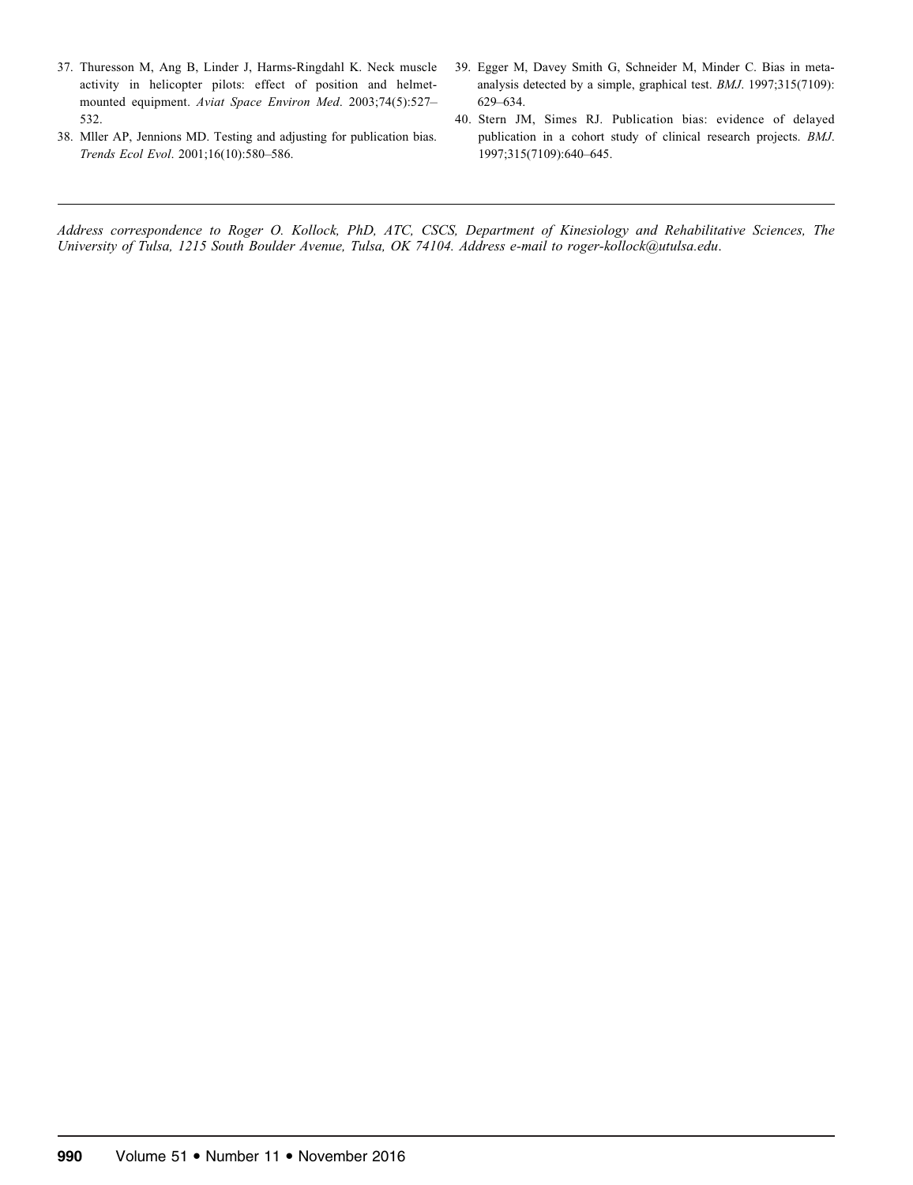37. Thuresson M, Ang B, Linder J, Harms-Ringdahl K. Neck muscle activity in helicopter pilots: effect of position and helmet-mounted equipment. *Aviat Space Environ Med*. 2003;74(5):527–532.
38. Mller AP, Jennions MD. Testing and adjusting for publication bias. *Trends Ecol Evol*. 2001;16(10):580–586.
39. Egger M, Davey Smith G, Schneider M, Minder C. Bias in meta-analysis detected by a simple, graphical test. *BMJ*. 1997;315(7109):629–634.
40. Stern JM, Simes RJ. Publication bias: evidence of delayed publication in a cohort study of clinical research projects. *BMJ*. 1997;315(7109):640–645.

---

*Address correspondence to Roger O. Kollock, PhD, ATC, CSCS, Department of Kinesiology and Rehabilitative Sciences, The University of Tulsa, 1215 South Boulder Avenue, Tulsa, OK 74104. Address e-mail to roger-kollock@utulsa.edu.*